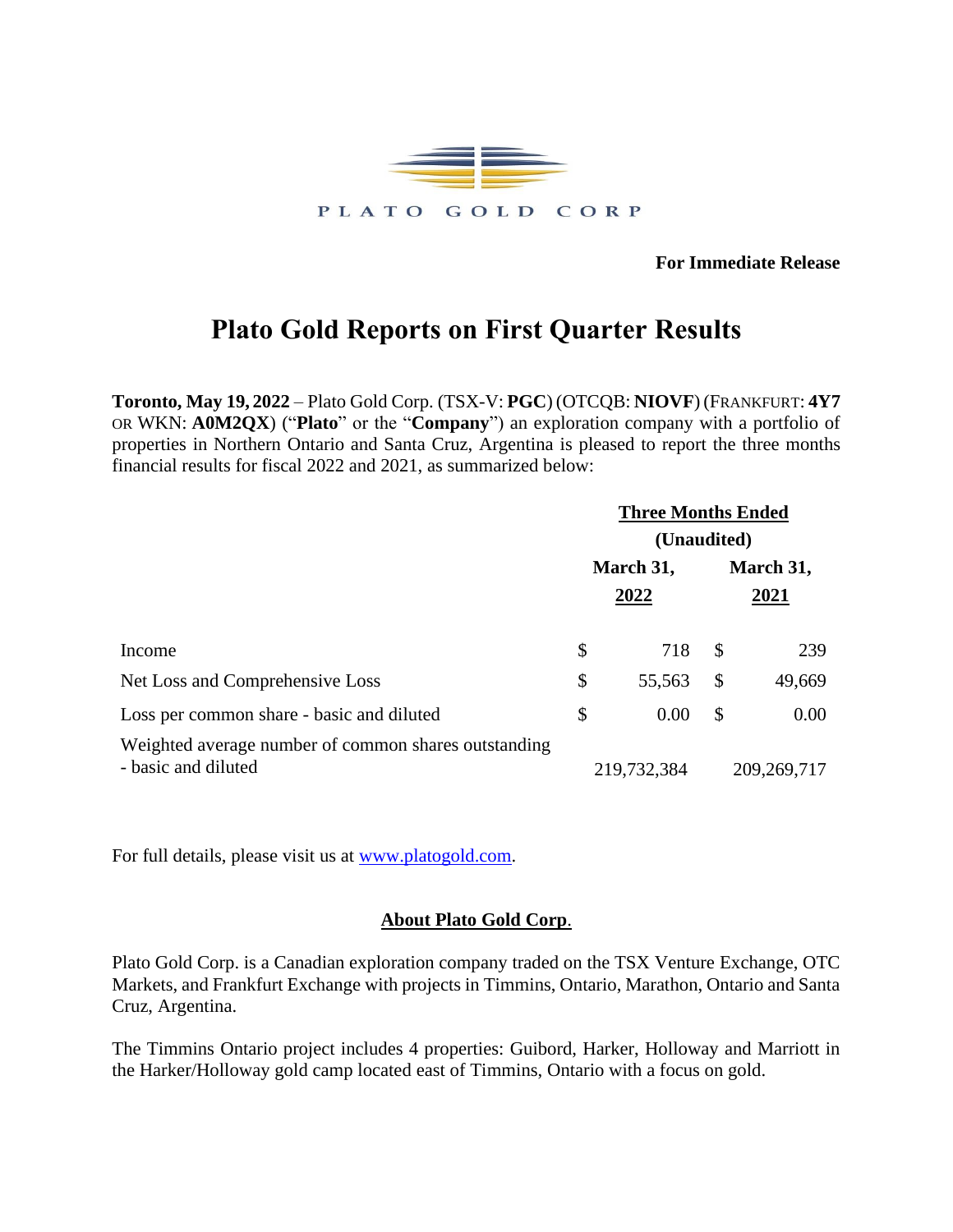PLATO GOLD CORP

**For Immediate Release**

# Plato Gold Reports on First Quarter Results

**Toronto, May 19, 2022** – Plato Gold Corp. (TSX-V: **PGC**) (OTCQB: **NIOVF**) (FRANKFURT: **4Y7** OR WKN: **A0M2QX**) ("**Plato**" or the "**Company**") an exploration company with a portfolio of properties in Northern Ontario and Santa Cruz, Argentina is pleased to report the three months financial results for fiscal 2022 and 2021, as summarized below:

| | Three Months Ended (Unaudited) | |
|---|---|---|
| | March 31, 2022 | March 31, 2021 |
| Income | $ 718 | $ 239 |
| Net Loss and Comprehensive Loss | $ 55,563 | $ 49,669 |
| Loss per common share - basic and diluted | $ 0.00 | $ 0.00 |
| Weighted average number of common shares outstanding - basic and diluted | 219,732,384 | 209,269,717 |

For full details, please visit us at [www.platogold.com](http://www.platogold.com).

## About Plato Gold Corp.

Plato Gold Corp. is a Canadian exploration company traded on the TSX Venture Exchange, OTC Markets, and Frankfurt Exchange with projects in Timmins, Ontario, Marathon, Ontario and Santa Cruz, Argentina.

The Timmins Ontario project includes 4 properties: Guibord, Harker, Holloway and Marriott in the Harker/Holloway gold camp located east of Timmins, Ontario with a focus on gold.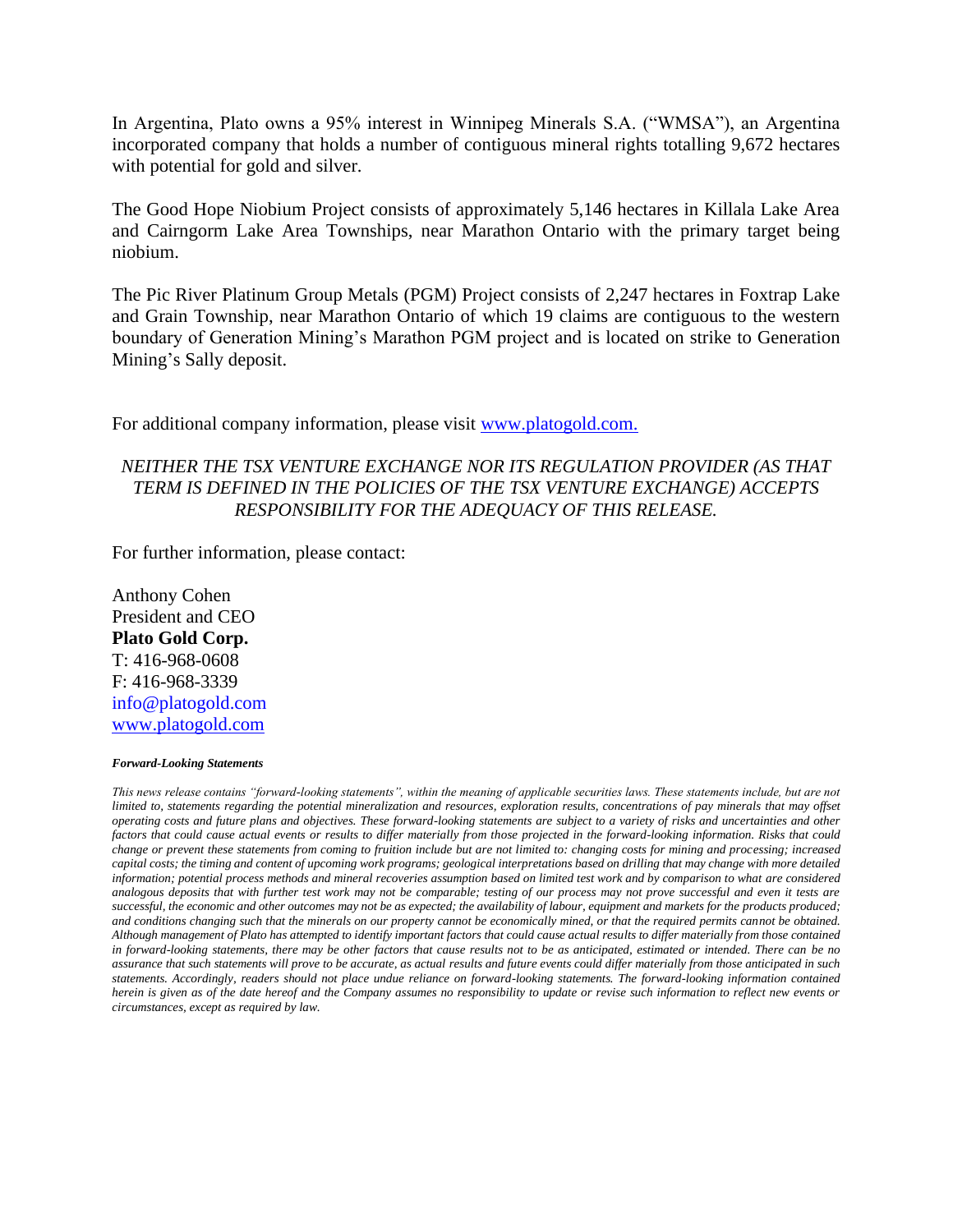In Argentina, Plato owns a 95% interest in Winnipeg Minerals S.A. ("WMSA"), an Argentina incorporated company that holds a number of contiguous mineral rights totalling 9,672 hectares with potential for gold and silver.

The Good Hope Niobium Project consists of approximately 5,146 hectares in Killala Lake Area and Cairngorm Lake Area Townships, near Marathon Ontario with the primary target being niobium.

The Pic River Platinum Group Metals (PGM) Project consists of 2,247 hectares in Foxtrap Lake and Grain Township, near Marathon Ontario of which 19 claims are contiguous to the western boundary of Generation Mining's Marathon PGM project and is located on strike to Generation Mining's Sally deposit.

For additional company information, please visit [www.platogold.com.](http://www.platogold.com)

*NEITHER THE TSX VENTURE EXCHANGE NOR ITS REGULATION PROVIDER (AS THAT TERM IS DEFINED IN THE POLICIES OF THE TSX VENTURE EXCHANGE) ACCEPTS RESPONSIBILITY FOR THE ADEQUACY OF THIS RELEASE.*

For further information, please contact:

Anthony Cohen
President and CEO
**Plato Gold Corp.**
T: 416-968-0608
F: 416-968-3339
info@platogold.com
[www.platogold.com](http://www.platogold.com)

***Forward-Looking Statements***

*This news release contains "forward-looking statements", within the meaning of applicable securities laws. These statements include, but are not limited to, statements regarding the potential mineralization and resources, exploration results, concentrations of pay minerals that may offset operating costs and future plans and objectives. These forward-looking statements are subject to a variety of risks and uncertainties and other factors that could cause actual events or results to differ materially from those projected in the forward-looking information. Risks that could change or prevent these statements from coming to fruition include but are not limited to: changing costs for mining and processing; increased capital costs; the timing and content of upcoming work programs; geological interpretations based on drilling that may change with more detailed information; potential process methods and mineral recoveries assumption based on limited test work and by comparison to what are considered analogous deposits that with further test work may not be comparable; testing of our process may not prove successful and even it tests are successful, the economic and other outcomes may not be as expected; the availability of labour, equipment and markets for the products produced; and conditions changing such that the minerals on our property cannot be economically mined, or that the required permits cannot be obtained. Although management of Plato has attempted to identify important factors that could cause actual results to differ materially from those contained in forward-looking statements, there may be other factors that cause results not to be as anticipated, estimated or intended. There can be no assurance that such statements will prove to be accurate, as actual results and future events could differ materially from those anticipated in such statements. Accordingly, readers should not place undue reliance on forward-looking statements. The forward-looking information contained herein is given as of the date hereof and the Company assumes no responsibility to update or revise such information to reflect new events or circumstances, except as required by law.*